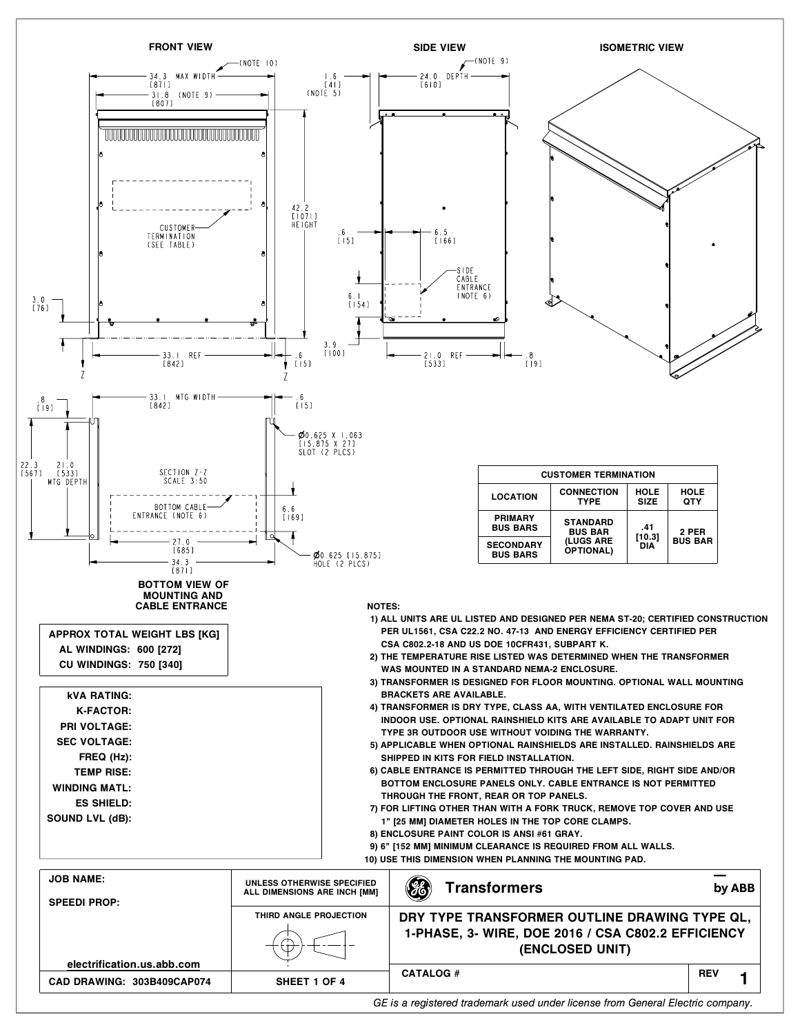### FRONT VIEW

34.3 MAX WIDTH [871] (NOTE 10)
31.8 (NOTE 9) [807]
42.2 [1071] HEIGHT
CUSTOMER TERMINATION (SEE TABLE)
3.0 [76]
33.1 REF [842]
.6 [15]
Z Z

### SIDE VIEW

1.6 [41] (NOTE 5)
24.0 DEPTH [610] (NOTE 9)
.6 [15]
6.5 [166]
SIDE CABLE ENTRANCE (NOTE 6)
6.1 [154]
3.9 [100]
21.0 REF [533]
.8 [19]

### ISOMETRIC VIEW

.8 [19]
33.1 MTG WIDTH [842]
.6 [15]
Ø0.625 X 1.063 [15.875 X 27] SLOT (2 PLCS)
22.3 [567]
21.0 [533] MTG DEPTH
SECTION Z-Z SCALE 3:50
BOTTOM CABLE ENTRANCE (NOTE 6)
6.6 [169]
27.0 [685]
34.3 [871]
Ø0.625 [15.875] HOLE (2 PLCS)

**BOTTOM VIEW OF MOUNTING AND CABLE ENTRANCE**

| CUSTOMER TERMINATION | | | |
|---|---|---|---|
| LOCATION | CONNECTION TYPE | HOLE SIZE | HOLE QTY |
| PRIMARY BUS BARS | STANDARD BUS BAR (LUGS ARE OPTIONAL) | .41 [10.3] DIA | 2 PER BUS BAR |
| SECONDARY BUS BARS | | | |

**APPROX TOTAL WEIGHT LBS [KG]**
**AL WINDINGS: 600 [272]**
**CU WINDINGS: 750 [340]**

**kVA RATING:**
**K-FACTOR:**
**PRI VOLTAGE:**
**SEC VOLTAGE:**
**FREQ (Hz):**
**TEMP RISE:**
**WINDING MATL:**
**ES SHIELD:**
**SOUND LVL (dB):**

**NOTES:**

1) ALL UNITS ARE UL LISTED AND DESIGNED PER NEMA ST-20; CERTIFIED CONSTRUCTION PER UL1561, CSA C22.2 NO. 47-13 AND ENERGY EFFICIENCY CERTIFIED PER CSA C802.2-18 AND US DOE 10CFR431, SUBPART K.
2) THE TEMPERATURE RISE LISTED WAS DETERMINED WHEN THE TRANSFORMER WAS MOUNTED IN A STANDARD NEMA-2 ENCLOSURE.
3) TRANSFORMER IS DESIGNED FOR FLOOR MOUNTING. OPTIONAL WALL MOUNTING BRACKETS ARE AVAILABLE.
4) TRANSFORMER IS DRY TYPE, CLASS AA, WITH VENTILATED ENCLOSURE FOR INDOOR USE. OPTIONAL RAINSHIELD KITS ARE AVAILABLE TO ADAPT UNIT FOR TYPE 3R OUTDOOR USE WITHOUT VOIDING THE WARRANTY.
5) APPLICABLE WHEN OPTIONAL RAINSHIELDS ARE INSTALLED. RAINSHIELDS ARE SHIPPED IN KITS FOR FIELD INSTALLATION.
6) CABLE ENTRANCE IS PERMITTED THROUGH THE LEFT SIDE, RIGHT SIDE AND/OR BOTTOM ENCLOSURE PANELS ONLY. CABLE ENTRANCE IS NOT PERMITTED THROUGH THE FRONT, REAR OR TOP PANELS.
7) FOR LIFTING OTHER THAN WITH A FORK TRUCK, REMOVE TOP COVER AND USE 1" [25 MM] DIAMETER HOLES IN THE TOP CORE CLAMPS.
8) ENCLOSURE PAINT COLOR IS ANSI #61 GRAY.
9) 6" [152 MM] MINIMUM CLEARANCE IS REQUIRED FROM ALL WALLS.
10) USE THIS DIMENSION WHEN PLANNING THE MOUNTING PAD.

| JOB NAME: SPEEDI PROP: electrification.us.abb.com | UNLESS OTHERWISE SPECIFIED ALL DIMENSIONS ARE INCH [MM] | Transformers | by ABB |
|---|---|---|---|
| | THIRD ANGLE PROJECTION | DRY TYPE TRANSFORMER OUTLINE DRAWING TYPE QL, 1-PHASE, 3- WIRE, DOE 2016 / CSA C802.2 EFFICIENCY (ENCLOSED UNIT) | |
| CAD DRAWING: 303B409CAP074 | SHEET 1 OF 4 | CATALOG # | REV 1 |

*GE is a registered trademark used under license from General Electric company.*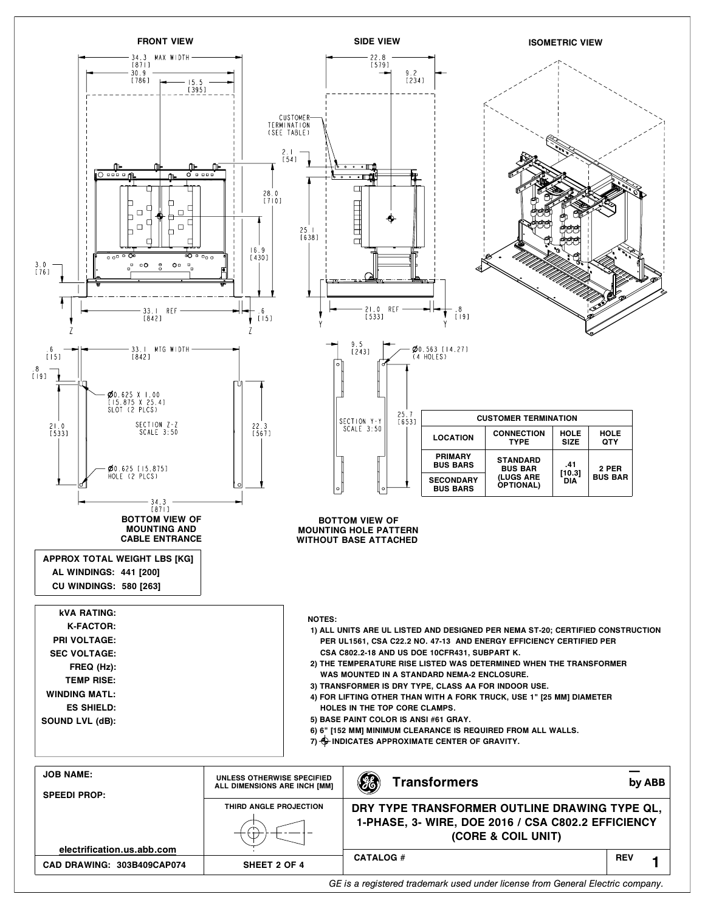## FRONT VIEW

34.3 MAX WIDTH [871]

30.9 [786]

15.5 [395]

28.0 [710]

16.9 [430]

3.0 [76]

33.1 REF [842]

.6 [15]

Z Z

## SIDE VIEW

22.8 [579]

9.2 [234]

CUSTOMER TERMINATION (SEE TABLE)

2.1 [54]

25.1 [638]

21.0 REF [533]

.8 [19]

Y Y

## ISOMETRIC VIEW

.6 [15]

33.1 MTG WIDTH [842]

.8 [19]

Ø0.625 X 1.00 [15.875 X 25.4] SLOT (2 PLCS)

21.0 [533]

SECTION Z-Z SCALE 3:50

22.3 [567]

Ø0.625 [15.875] HOLE (2 PLCS)

34.3 [871]

**BOTTOM VIEW OF MOUNTING AND CABLE ENTRANCE**

9.5 [243]

Ø0.563 [14.27] (4 HOLES)

25.7 [653]

SECTION Y-Y SCALE 3:50

**BOTTOM VIEW OF MOUNTING HOLE PATTERN WITHOUT BASE ATTACHED**

| CUSTOMER TERMINATION | | | |
|---|---|---|---|
| LOCATION | CONNECTION TYPE | HOLE SIZE | HOLE QTY |
| PRIMARY BUS BARS | STANDARD BUS BAR (LUGS ARE OPTIONAL) | .41 [10.3] DIA | 2 PER BUS BAR |
| SECONDARY BUS BARS | | | |

**APPROX TOTAL WEIGHT LBS [KG]**
- **AL WINDINGS: 441 [200]**
- **CU WINDINGS: 580 [263]**

**kVA RATING:**
**K-FACTOR:**
**PRI VOLTAGE:**
**SEC VOLTAGE:**
**FREQ (Hz):**
**TEMP RISE:**
**WINDING MATL:**
**ES SHIELD:**
**SOUND LVL (dB):**

**NOTES:**

1) ALL UNITS ARE UL LISTED AND DESIGNED PER NEMA ST-20; CERTIFIED CONSTRUCTION PER UL1561, CSA C22.2 NO. 47-13 AND ENERGY EFFICIENCY CERTIFIED PER CSA C802.2-18 AND US DOE 10CFR431, SUBPART K.
2) THE TEMPERATURE RISE LISTED WAS DETERMINED WHEN THE TRANSFORMER WAS MOUNTED IN A STANDARD NEMA-2 ENCLOSURE.
3) TRANSFORMER IS DRY TYPE, CLASS AA FOR INDOOR USE.
4) FOR LIFTING OTHER THAN WITH A FORK TRUCK, USE 1" [25 MM] DIAMETER HOLES IN THE TOP CORE CLAMPS.
5) BASE PAINT COLOR IS ANSI #61 GRAY.
6) 6" [152 MM] MINIMUM CLEARANCE IS REQUIRED FROM ALL WALLS.
7) ⌖ INDICATES APPROXIMATE CENTER OF GRAVITY.

| JOB NAME: SPEEDI PROP: electrification.us.abb.com | UNLESS OTHERWISE SPECIFIED ALL DIMENSIONS ARE INCH [MM] / THIRD ANGLE PROJECTION | Transformers by ABB — DRY TYPE TRANSFORMER OUTLINE DRAWING TYPE QL, 1-PHASE, 3- WIRE, DOE 2016 / CSA C802.2 EFFICIENCY (CORE & COIL UNIT) |
|---|---|---|
| CAD DRAWING: 303B409CAP074 | SHEET 2 OF 4 | CATALOG # — REV 1 |

*GE is a registered trademark used under license from General Electric company.*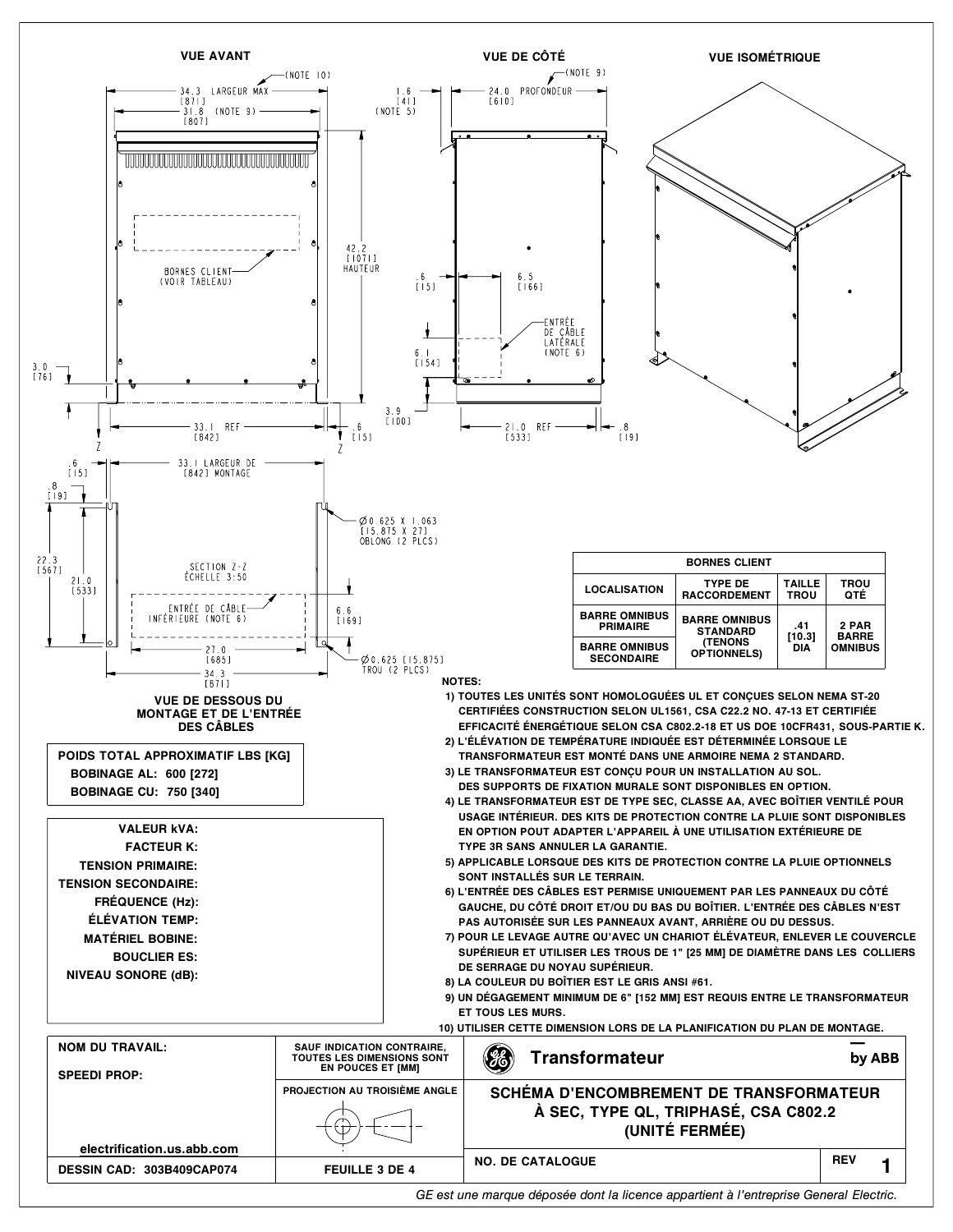## VUE AVANT

34.3 LARGEUR MAX [871] (NOTE 10)

31.8 (NOTE 9) [807]

BORNES CLIENT (VOIR TABLEAU)

42.2 [1071] HAUTEUR

3.0 [76]

33.1 REF [842]

.6 [15]

## VUE DE CÔTÉ

1.6 [41] (NOTE 5)

24.0 PROFONDEUR [610] (NOTE 9)

.6 [15]

6.5 [166]

ENTRÉE DE CÂBLE LATÉRALE (NOTE 6)

6.1 [154]

3.9 [100]

21.0 REF [533]

.8 [19]

## VUE ISOMÉTRIQUE

## VUE DE DESSOUS DU MONTAGE ET DE L'ENTRÉE DES CÂBLES

.6 [15]

33.1 LARGEUR DE MONTAGE [842]

.8 [19]

Ø0.625 X 1.063 [15.875 X 27] OBLONG (2 PLCS)

22.3 [567]

21.0 [533]

SECTION Z-Z ÉCHELLE 3:50

ENTRÉE DE CÂBLE INFÉRIEURE (NOTE 6)

6.6 [169]

27.0 [685]

34.3 [871]

Ø0.625 [15.875] TROU (2 PLCS)

| POIDS TOTAL APPROXIMATIF LBS [KG] |
|---|
| BOBINAGE AL: 600 [272] |
| BOBINAGE CU: 750 [340] |

| | |
|---|---|
| VALEUR kVA: | |
| FACTEUR K: | |
| TENSION PRIMAIRE: | |
| TENSION SECONDAIRE: | |
| FRÉQUENCE (Hz): | |
| ÉLÉVATION TEMP: | |
| MATÉRIEL BOBINE: | |
| BOUCLIER ES: | |
| NIVEAU SONORE (dB): | |

| BORNES CLIENT | | | |
|---|---|---|---|
| LOCALISATION | TYPE DE RACCORDEMENT | TAILLE TROU | TROU QTÉ |
| BARRE OMNIBUS PRIMAIRE | BARRE OMNIBUS STANDARD (TENONS OPTIONNELS) | .41 [10.3] DIA | 2 PAR BARRE OMNIBUS |
| BARRE OMNIBUS SECONDAIRE | | | |

**NOTES:**

1) TOUTES LES UNITÉS SONT HOMOLOGUÉES UL ET CONÇUES SELON NEMA ST-20 CERTIFIÉES CONSTRUCTION SELON UL1561, CSA C22.2 NO. 47-13 ET CERTIFIÉE EFFICACITÉ ÉNERGÉTIQUE SELON CSA C802.2-18 ET US DOE 10CFR431, SOUS-PARTIE K.
2) L'ÉLÉVATION DE TEMPÉRATURE INDIQUÉE EST DÉTERMINÉE LORSQUE LE TRANSFORMATEUR EST MONTÉ DANS UNE ARMOIRE NEMA 2 STANDARD.
3) LE TRANSFORMATEUR EST CONÇU POUR UN INSTALLATION AU SOL. DES SUPPORTS DE FIXATION MURALE SONT DISPONIBLES EN OPTION.
4) LE TRANSFORMATEUR EST DE TYPE SEC, CLASSE AA, AVEC BOÎTIER VENTILÉ POUR USAGE INTÉRIEUR. DES KITS DE PROTECTION CONTRE LA PLUIE SONT DISPONIBLES EN OPTION POUT ADAPTER L'APPAREIL À UNE UTILISATION EXTÉRIEURE DE TYPE 3R SANS ANNULER LA GARANTIE.
5) APPLICABLE LORSQUE DES KITS DE PROTECTION CONTRE LA PLUIE OPTIONNELS SONT INSTALLÉS SUR LE TERRAIN.
6) L'ENTRÉE DES CÂBLES EST PERMISE UNIQUEMENT PAR LES PANNEAUX DU CÔTÉ GAUCHE, DU CÔTÉ DROIT ET/OU DU BAS DU BOÎTIER. L'ENTRÉE DES CÂBLES N'EST PAS AUTORISÉE SUR LES PANNEAUX AVANT, ARRIÈRE OU DU DESSUS.
7) POUR LE LEVAGE AUTRE QU'AVEC UN CHARIOT ÉLÉVATEUR, ENLEVER LE COUVERCLE SUPÉRIEUR ET UTILISER LES TROUS DE 1" [25 MM] DE DIAMÈTRE DANS LES COLLIERS DE SERRAGE DU NOYAU SUPÉRIEUR.
8) LA COULEUR DU BOÎTIER EST LE GRIS ANSI #61.
9) UN DÉGAGEMENT MINIMUM DE 6" [152 MM] EST REQUIS ENTRE LE TRANSFORMATEUR ET TOUS LES MURS.
10) UTILISER CETTE DIMENSION LORS DE LA PLANIFICATION DU PLAN DE MONTAGE.

| NOM DU TRAVAIL: SPEEDI PROP: electrification.us.abb.com | SAUF INDICATION CONTRAIRE, TOUTES LES DIMENSIONS SONT EN POUCES ET [MM] | Transformateur — by ABB |
|---|---|---|
| | PROJECTION AU TROISIÈME ANGLE | SCHÉMA D'ENCOMBREMENT DE TRANSFORMATEUR À SEC, TYPE QL, TRIPHASÉ, CSA C802.2 (UNITÉ FERMÉE) |
| DESSIN CAD: 303B409CAP074 | FEUILLE 3 DE 4 | NO. DE CATALOGUE — REV 1 |

*GE est une marque déposée dont la licence appartient à l'entreprise General Electric.*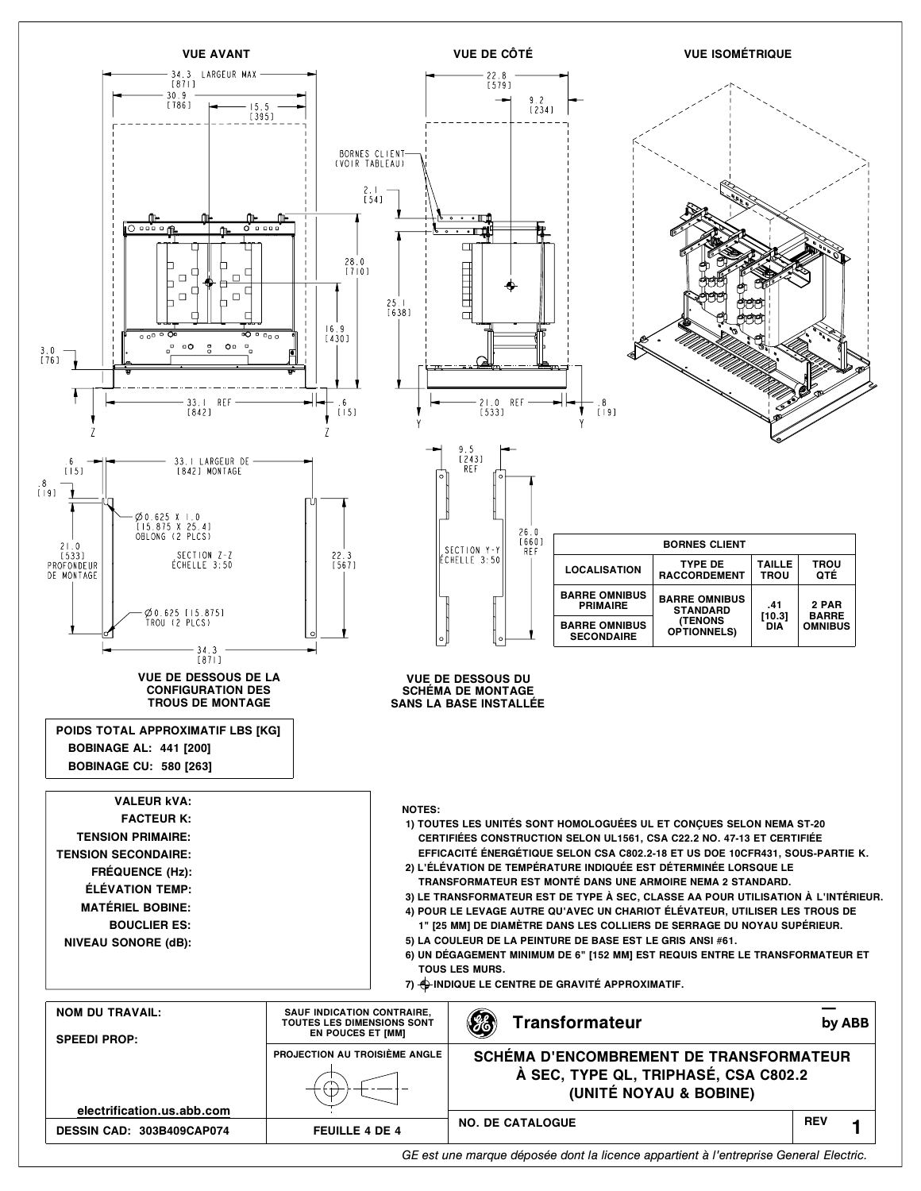**VUE AVANT**

34.3 LARGEUR MAX [871]
30.9 [786]
15.5 [395]
28.0 [710]
16.9 [430]
3.0 [76]
33.1 REF [842]
.6 [15]
Z Z

**VUE DE CÔTÉ**

22.8 [579]
9.2 [234]
BORNES CLIENT (VOIR TABLEAU)
2.1 [54]
25.1 [638]
21.0 REF [533]
.8 [19]
Y Y

**VUE ISOMÉTRIQUE**

.6 [15]
33.1 LARGEUR DE [842] MONTAGE
.8 [19]
Ø 0.625 X 1.0 [15.875 X 25.4] OBLONG (2 PLCS)
21.0 [533] PROFONDEUR DE MONTAGE
SECTION Z-Z ÉCHELLE 3:50
22.3 [567]
Ø 0.625 [15.875] TROU (2 PLCS)
34.3 [871]

**VUE DE DESSOUS DE LA CONFIGURATION DES TROUS DE MONTAGE**

9.5 [243] REF
SECTION Y-Y ÉCHELLE 3:50
26.0 [660] REF

**VUE DE DESSOUS DU SCHÉMA DE MONTAGE SANS LA BASE INSTALLÉE**

| BORNES CLIENT | | | |
|---|---|---|---|
| **LOCALISATION** | **TYPE DE RACCORDEMENT** | **TAILLE TROU** | **TROU QTÉ** |
| **BARRE OMNIBUS PRIMAIRE** | **BARRE OMNIBUS STANDARD (TENONS OPTIONNELS)** | **.41 [10.3] DIA** | **2 PAR BARRE OMNIBUS** |
| **BARRE OMNIBUS SECONDAIRE** | | | |

| POIDS TOTAL APPROXIMATIF LBS [KG] |
|---|
| BOBINAGE AL: 441 [200] |
| BOBINAGE CU: 580 [263] |

**VALEUR kVA:**
**FACTEUR K:**
**TENSION PRIMAIRE:**
**TENSION SECONDAIRE:**
**FRÉQUENCE (Hz):**
**ÉLÉVATION TEMP:**
**MATÉRIEL BOBINE:**
**BOUCLIER ES:**
**NIVEAU SONORE (dB):**

**NOTES:**

1) TOUTES LES UNITÉS SONT HOMOLOGUÉES UL ET CONÇUES SELON NEMA ST-20 CERTIFIÉES CONSTRUCTION SELON UL1561, CSA C22.2 NO. 47-13 ET CERTIFIÉE EFFICACITÉ ÉNERGÉTIQUE SELON CSA C802.2-18 ET US DOE 10CFR431, SOUS-PARTIE K.
2) L'ÉLÉVATION DE TEMPÉRATURE INDIQUÉE EST DÉTERMINÉE LORSQUE LE TRANSFORMATEUR EST MONTÉ DANS UNE ARMOIRE NEMA 2 STANDARD.
3) LE TRANSFORMATEUR EST DE TYPE À SEC, CLASSE AA POUR UTILISATION À L'INTÉRIEUR.
4) POUR LE LEVAGE AUTRE QU'AVEC UN CHARIOT ÉLÉVATEUR, UTILISER LES TROUS DE 1" [25 MM] DE DIAMÈTRE DANS LES COLLIERS DE SERRAGE DU NOYAU SUPÉRIEUR.
5) LA COULEUR DE LA PEINTURE DE BASE EST LE GRIS ANSI #61.
6) UN DÉGAGEMENT MINIMUM DE 6" [152 MM] EST REQUIS ENTRE LE TRANSFORMATEUR ET TOUS LES MURS.
7) ⊕ INDIQUE LE CENTRE DE GRAVITÉ APPROXIMATIF.

| | | | |
|---|---|---|---|
| **NOM DU TRAVAIL:** **SPEEDI PROP:** electrification.us.abb.com | SAUF INDICATION CONTRAIRE, TOUTES LES DIMENSIONS SONT EN POUCES ET [MM] / PROJECTION AU TROISIÈME ANGLE | **Transformateur** | **by ABB** |
| | | **SCHÉMA D'ENCOMBREMENT DE TRANSFORMATEUR À SEC, TYPE QL, TRIPHASÉ, CSA C802.2 (UNITÉ NOYAU & BOBINE)** | |
| **DESSIN CAD: 303B409CAP074** | **FEUILLE 4 DE 4** | **NO. DE CATALOGUE** | **REV 1** |

*GE est une marque déposée dont la licence appartient à l'entreprise General Electric.*